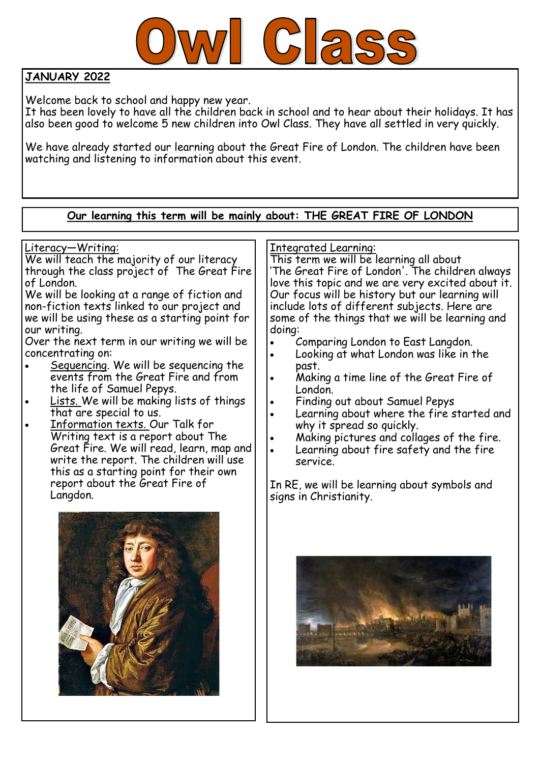# Owl Class

**JANUARY 2022**

Welcome back to school and happy new year.
It has been lovely to have all the children back in school and to hear about their holidays. It has also been good to welcome 5 new children into Owl Class. They have all settled in very quickly.

We have already started our learning about the Great Fire of London. The children have been watching and listening to information about this event.

**Our learning this term will be mainly about: THE GREAT FIRE OF LONDON**

## Literacy—Writing:

We will teach the majority of our literacy through the class project of The Great Fire of London.
We will be looking at a range of fiction and non-fiction texts linked to our project and we will be using these as a starting point for our writing.
Over the next term in our writing we will be concentrating on:

- Sequencing. We will be sequencing the events from the Great Fire and from the life of Samuel Pepys.
- Lists. We will be making lists of things that are special to us.
- Information texts. Our Talk for Writing text is a report about The Great Fire. We will read, learn, map and write the report. The children will use this as a starting point for their own report about the Great Fire of Langdon.

## Integrated Learning:

This term we will be learning all about 'The Great Fire of London'. The children always love this topic and we are very excited about it. Our focus will be history but our learning will include lots of different subjects. Here are some of the things that we will be learning and doing:

- Comparing London to East Langdon.
- Looking at what London was like in the past.
- Making a time line of the Great Fire of London.
- Finding out about Samuel Pepys
- Learning about where the fire started and why it spread so quickly.
- Making pictures and collages of the fire.
- Learning about fire safety and the fire service.

In RE, we will be learning about symbols and signs in Christianity.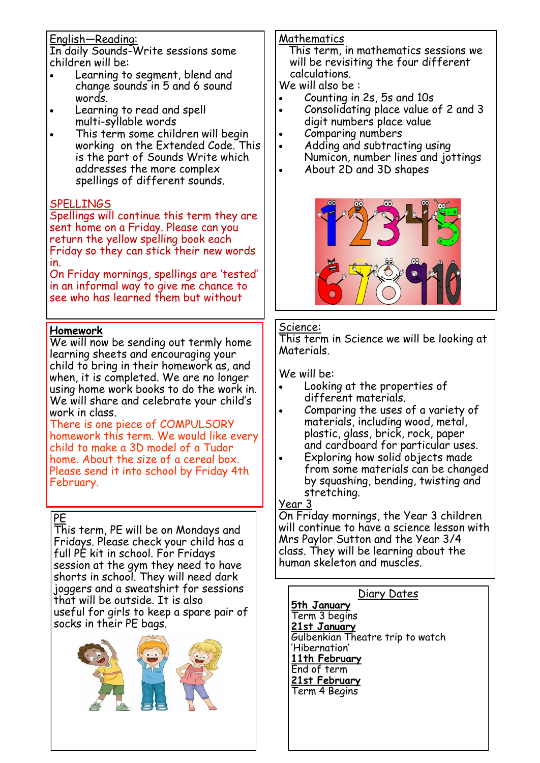## English—Reading:

In daily Sounds-Write sessions some children will be:

- Learning to segment, blend and change sounds in 5 and 6 sound words.
- Learning to read and spell multi-syllable words
- This term some children will begin working on the Extended Code. This is the part of Sounds Write which addresses the more complex spellings of different sounds.

## SPELLINGS

Spellings will continue this term they are sent home on a Friday. Please can you return the yellow spelling book each Friday so they can stick their new words in.

On Friday mornings, spellings are 'tested' in an informal way to give me chance to see who has learned them but without

## Homework

We will now be sending out termly home learning sheets and encouraging your child to bring in their homework as, and when, it is completed. We are no longer using home work books to do the work in. We will share and celebrate your child's work in class.

There is one piece of COMPULSORY homework this term. We would like every child to make a 3D model of a Tudor home. About the size of a cereal box. Please send it into school by Friday 4th February.

## PE

This term, PE will be on Mondays and Fridays. Please check your child has a full PE kit in school. For Fridays session at the gym they need to have shorts in school. They will need dark joggers and a sweatshirt for sessions that will be outside. It is also useful for girls to keep a spare pair of socks in their PE bags.

## Mathematics

This term, in mathematics sessions we will be revisiting the four different calculations.

We will also be :

- Counting in 2s, 5s and 10s
- Consolidating place value of 2 and 3 digit numbers place value
- Comparing numbers
- Adding and subtracting using Numicon, number lines and jottings
- About 2D and 3D shapes

## Science:

This term in Science we will be looking at Materials.

We will be:

- Looking at the properties of different materials.
- Comparing the uses of a variety of materials, including wood, metal, plastic, glass, brick, rock, paper and cardboard for particular uses.
- Exploring how solid objects made from some materials can be changed by squashing, bending, twisting and stretching.

### Year 3

On Friday mornings, the Year 3 children will continue to have a science lesson with Mrs Paylor Sutton and the Year 3/4 class. They will be learning about the human skeleton and muscles.

## Diary Dates

**5th January**
Term 3 begins

**21st January**
Gulbenkian Theatre trip to watch 'Hibernation'

**11th February**
End of term

**21st February**
Term 4 Begins